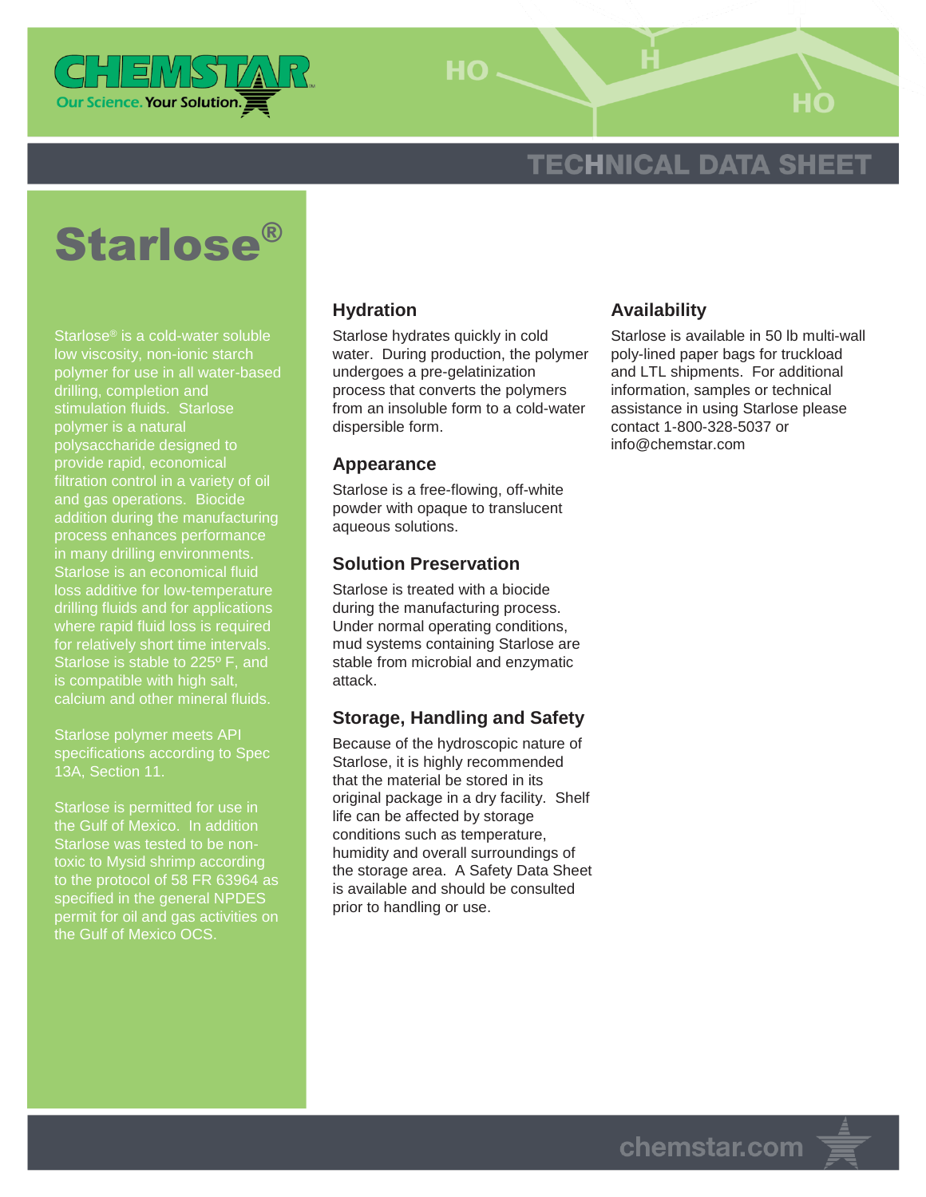# TECHNICAL DATA SHEET

# Starlose®

Starlose® is a cold-water soluble low viscosity, non-ionic starch polymer for use in all water-based drilling, completion and stimulation fluids. Starlose polymer is a natural polysaccharide designed to provide rapid, economical filtration control in a variety of oil and gas operations. Biocide addition during the manufacturing process enhances performance in many drilling environments. Starlose is an economical fluid loss additive for low-temperature drilling fluids and for applications where rapid fluid loss is required for relatively short time intervals. Starlose is stable to 225º F, and is compatible with high salt, calcium and other mineral fluids.

Starlose polymer meets API specifications according to Spec 13A, Section 11.

Starlose is permitted for use in the Gulf of Mexico. In addition Starlose was tested to be non-toxic to Mysid shrimp according to the protocol of 58 FR 63964 as specified in the general NPDES permit for oil and gas activities on the Gulf of Mexico OCS.

## Hydration

Starlose hydrates quickly in cold water. During production, the polymer undergoes a pre-gelatinization process that converts the polymers from an insoluble form to a cold-water dispersible form.

## Appearance

Starlose is a free-flowing, off-white powder with opaque to translucent aqueous solutions.

## Solution Preservation

Starlose is treated with a biocide during the manufacturing process. Under normal operating conditions, mud systems containing Starlose are stable from microbial and enzymatic attack.

## Storage, Handling and Safety

Because of the hydroscopic nature of Starlose, it is highly recommended that the material be stored in its original package in a dry facility. Shelf life can be affected by storage conditions such as temperature, humidity and overall surroundings of the storage area. A Safety Data Sheet is available and should be consulted prior to handling or use.

## Availability

Starlose is available in 50 lb multi-wall poly-lined paper bags for truckload and LTL shipments. For additional information, samples or technical assistance in using Starlose please contact 1-800-328-5037 or info@chemstar.com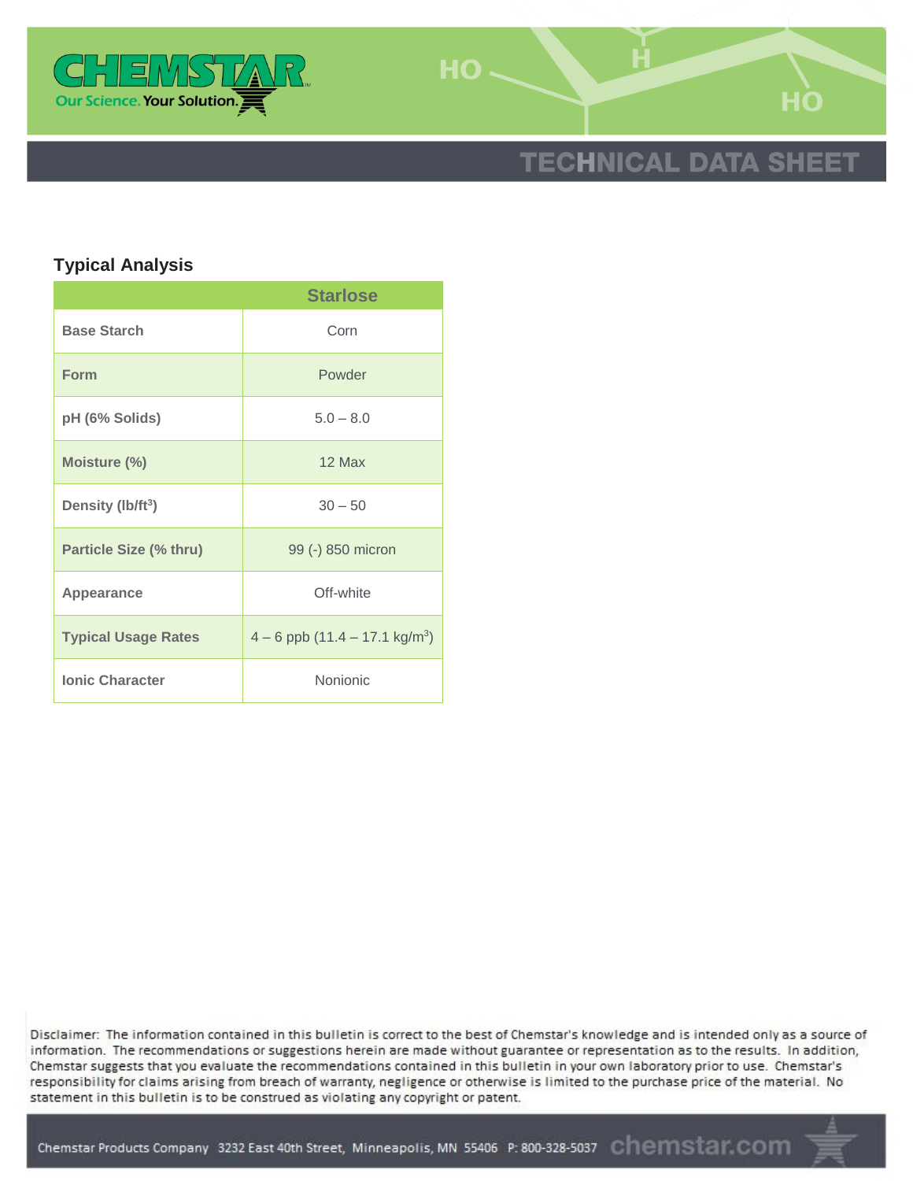## Typical Analysis

| | Starlose |
|---|---|
| Base Starch | Corn |
| Form | Powder |
| pH (6% Solids) | 5.0 – 8.0 |
| Moisture (%) | 12 Max |
| Density (lb/ft$^3$) | 30 – 50 |
| Particle Size (% thru) | 99 (-) 850 micron |
| Appearance | Off-white |
| Typical Usage Rates | 4 – 6 ppb (11.4 – 17.1 kg/m$^3$) |
| Ionic Character | Nonionic |

Disclaimer: The information contained in this bulletin is correct to the best of Chemstar's knowledge and is intended only as a source of information. The recommendations or suggestions herein are made without guarantee or representation as to the results. In addition, Chemstar suggests that you evaluate the recommendations contained in this bulletin in your own laboratory prior to use. Chemstar's responsibility for claims arising from breach of warranty, negligence or otherwise is limited to the purchase price of the material. No statement in this bulletin is to be construed as violating any copyright or patent.